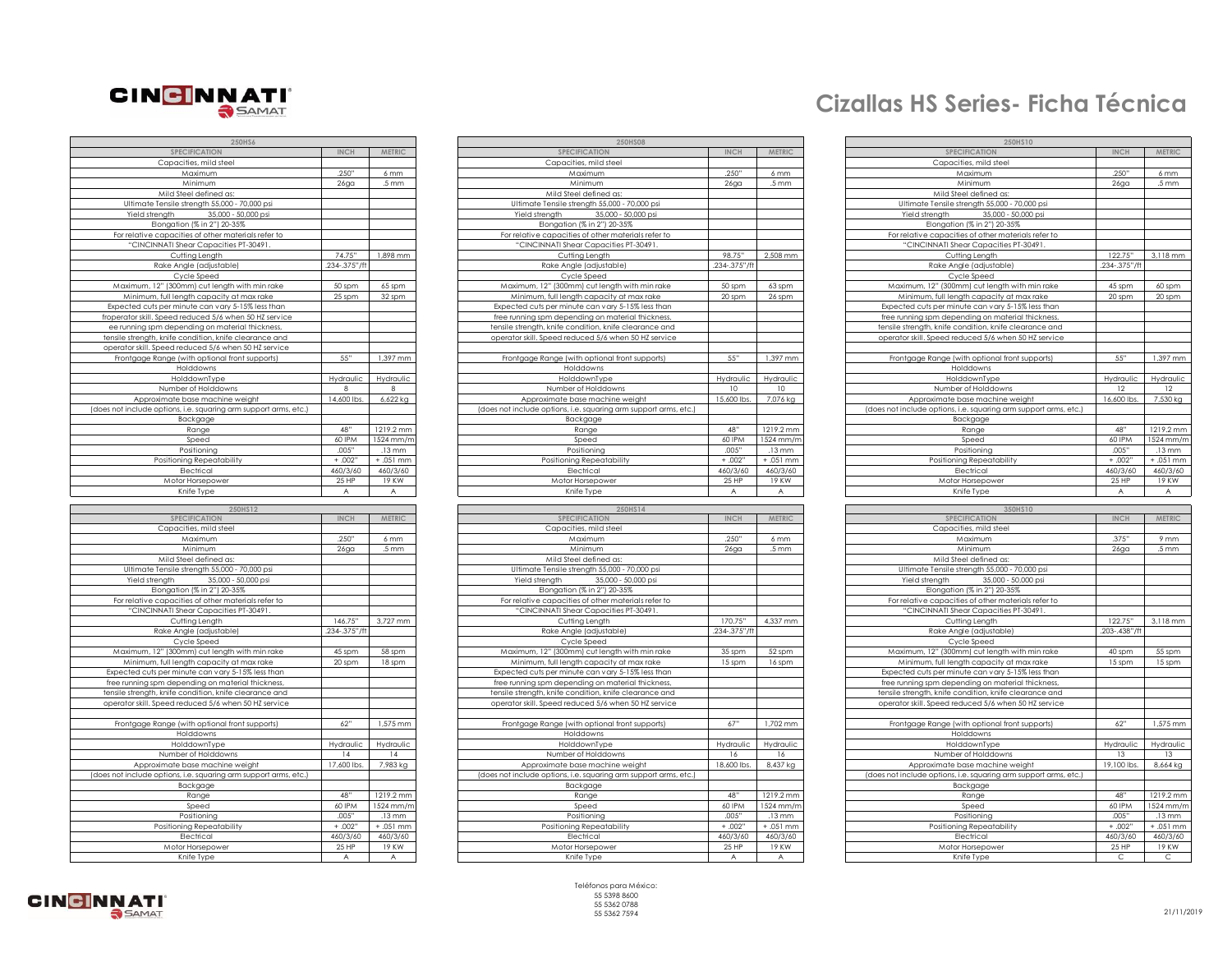# Cizallas HS Series- Ficha Técnica

| 250HS6 | | |
|---|---|---|
| SPECIFICATION | INCH | METRIC |
| Capacities, mild steel | | |
| Maximum | .250" | 6 mm |
| Minimum | 26ga | .5 mm |
| Mild Steel defined as: | | |
| Ultimate Tensile strength 55,000 - 70,000 psi | | |
| Yield strength 35,000 - 50,000 psi | | |
| Elongation (% in 2") 20-35% | | |
| For relative capacities of other materials refer to | | |
| "CINCINNATI Shear Capacities PT-30491. | | |
| Cutting Length | 74.75" | 1,898 mm |
| Rake Angle (adjustable) | .234-.375"/ft | |
| Cycle Speed | | |
| Maximum, 12" (300mm) cut length with min rake | 50 spm | 65 spm |
| Minimum, full length capacity at max rake | 25 spm | 32 spm |
| Expected cuts per minute can vary 5-15% less than | | |
| froperator skill. Speed reduced 5/6 when 50 HZ service | | |
| ee running spm depending on material thickness, | | |
| tensile strength, knife condition, knife clearance and | | |
| operator skill. Speed reduced 5/6 when 50 HZ service | | |
| Frontgage Range (with optional front supports) | 55" | 1,397 mm |
| Holddowns | | |
| HolddownType | Hydraulic | Hydraulic |
| Number of Holddowns | 8 | 8 |
| Approximate base machine weight | 14,600 lbs. | 6,622 kg |
| (does not include options, i.e. squaring arm support arms, etc.) | | |
| Backgage | | |
| Range | 48" | 1219.2 mm |
| Speed | 60 IPM | 1524 mm/m |
| Positioning | .005" | .13 mm |
| Positioning Repeatability | + .002" | + .051 mm |
| Electrical | 460/3/60 | 460/3/60 |
| Motor Horsepower | 25 HP | 19 KW |
| Knife Type | A | A |

| 250HS08 | | |
|---|---|---|
| SPECIFICATION | INCH | METRIC |
| Capacities, mild steel | | |
| Maximum | .250" | 6 mm |
| Minimum | 26ga | .5 mm |
| Mild Steel defined as: | | |
| Ultimate Tensile strength 55,000 - 70,000 psi | | |
| Yield strength 35,000 - 50,000 psi | | |
| Elongation (% in 2") 20-35% | | |
| For relative capacities of other materials refer to | | |
| "CINCINNATI Shear Capacities PT-30491. | | |
| Cutting Length | 98.75" | 2,508 mm |
| Rake Angle (adjustable) | .234-.375"/ft | |
| Cycle Speed | | |
| Maximum, 12" (300mm) cut length with min rake | 50 spm | 63 spm |
| Minimum, full length capacity at max rake | 20 spm | 26 spm |
| Expected cuts per minute can vary 5-15% less than | | |
| free running spm depending on material thickness, | | |
| tensile strength, knife condition, knife clearance and | | |
| operator skill. Speed reduced 5/6 when 50 HZ service | | |
| | | |
| Frontgage Range (with optional front supports) | 55" | 1,397 mm |
| Holddowns | | |
| HolddownType | Hydraulic | Hydraulic |
| Number of Holddowns | 10 | 10 |
| Approximate base machine weight | 15,600 lbs. | 7,076 kg |
| (does not include options, i.e. squaring arm support arms, etc.) | | |
| Backgage | | |
| Range | 48" | 1219.2 mm |
| Speed | 60 IPM | 1524 mm/m |
| Positioning | .005" | .13 mm |
| Positioning Repeatability | + .002" | + .051 mm |
| Electrical | 460/3/60 | 460/3/60 |
| Motor Horsepower | 25 HP | 19 KW |
| Knife Type | A | A |

| 250HS10 | | |
|---|---|---|
| SPECIFICATION | INCH | METRIC |
| Capacities, mild steel | | |
| Maximum | .250" | 6 mm |
| Minimum | 26ga | .5 mm |
| Mild Steel defined as: | | |
| Ultimate Tensile strength 55,000 - 70,000 psi | | |
| Yield strength 35,000 - 50,000 psi | | |
| Elongation (% in 2") 20-35% | | |
| For relative capacities of other materials refer to | | |
| "CINCINNATI Shear Capacities PT-30491. | | |
| Cutting Length | 122.75" | 3,118 mm |
| Rake Angle (adjustable) | .234-.375"/ft | |
| Cycle Speed | | |
| Maximum, 12" (300mm) cut length with min rake | 45 spm | 60 spm |
| Minimum, full length capacity at max rake | 20 spm | 20 spm |
| Expected cuts per minute can vary 5-15% less than | | |
| free running spm depending on material thickness, | | |
| tensile strength, knife condition, knife clearance and | | |
| operator skill. Speed reduced 5/6 when 50 HZ service | | |
| | | |
| Frontgage Range (with optional front supports) | 55" | 1,397 mm |
| Holddowns | | |
| HolddownType | Hydraulic | Hydraulic |
| Number of Holddowns | 12 | 12 |
| Approximate base machine weight | 16,600 lbs. | 7,530 kg |
| (does not include options, i.e. squaring arm support arms, etc.) | | |
| Backgage | | |
| Range | 48" | 1219.2 mm |
| Speed | 60 IPM | 1524 mm/m |
| Positioning | .005" | .13 mm |
| Positioning Repeatability | + .002" | + .051 mm |
| Electrical | 460/3/60 | 460/3/60 |
| Motor Horsepower | 25 HP | 19 KW |
| Knife Type | A | A |

| 250HS12 | | |
|---|---|---|
| SPECIFICATION | INCH | METRIC |
| Capacities, mild steel | | |
| Maximum | .250" | 6 mm |
| Minimum | 26ga | .5 mm |
| Mild Steel defined as: | | |
| Ultimate Tensile strength 55,000 - 70,000 psi | | |
| Yield strength 35,000 - 50,000 psi | | |
| Elongation (% in 2") 20-35% | | |
| For relative capacities of other materials refer to | | |
| "CINCINNATI Shear Capacities PT-30491. | | |
| Cutting Length | 146.75" | 3,727 mm |
| Rake Angle (adjustable) | .234-.375"/ft | |
| Cycle Speed | | |
| Maximum, 12" (300mm) cut length with min rake | 45 spm | 58 spm |
| Minimum, full length capacity at max rake | 20 spm | 18 spm |
| Expected cuts per minute can vary 5-15% less than | | |
| free running spm depending on material thickness, | | |
| tensile strength, knife condition, knife clearance and | | |
| operator skill. Speed reduced 5/6 when 50 HZ service | | |
| | | |
| Frontgage Range (with optional front supports) | 62" | 1,575 mm |
| Holddowns | | |
| HolddownType | Hydraulic | Hydraulic |
| Number of Holddowns | 14 | 14 |
| Approximate base machine weight | 17,600 lbs. | 7,983 kg |
| (does not include options, i.e. squaring arm support arms, etc.) | | |
| Backgage | | |
| Range | 48" | 1219.2 mm |
| Speed | 60 IPM | 1524 mm/m |
| Positioning | .005" | .13 mm |
| Positioning Repeatability | + .002" | + .051 mm |
| Electrical | 460/3/60 | 460/3/60 |
| Motor Horsepower | 25 HP | 19 KW |
| Knife Type | A | A |

| 250HS14 | | |
|---|---|---|
| SPECIFICATION | INCH | METRIC |
| Capacities, mild steel | | |
| Maximum | .250" | 6 mm |
| Minimum | 26ga | .5 mm |
| Mild Steel defined as: | | |
| Ultimate Tensile strength 55,000 - 70,000 psi | | |
| Yield strength 35,000 - 50,000 psi | | |
| Elongation (% in 2") 20-35% | | |
| For relative capacities of other materials refer to | | |
| "CINCINNATI Shear Capacities PT-30491. | | |
| Cutting Length | 170.75" | 4,337 mm |
| Rake Angle (adjustable) | .234-.375"/ft | |
| Cycle Speed | | |
| Maximum, 12" (300mm) cut length with min rake | 35 spm | 52 spm |
| Minimum, full length capacity at max rake | 15 spm | 16 spm |
| Expected cuts per minute can vary 5-15% less than | | |
| free running spm depending on material thickness, | | |
| tensile strength, knife condition, knife clearance and | | |
| operator skill. Speed reduced 5/6 when 50 HZ service | | |
| | | |
| Frontgage Range (with optional front supports) | 67" | 1,702 mm |
| Holddowns | | |
| HolddownType | Hydraulic | Hydraulic |
| Number of Holddowns | 16 | 16 |
| Approximate base machine weight | 18,600 lbs. | 8,437 kg |
| (does not include options, i.e. squaring arm support arms, etc.) | | |
| Backgage | | |
| Range | 48" | 1219.2 mm |
| Speed | 60 IPM | 1524 mm/m |
| Positioning | .005" | .13 mm |
| Positioning Repeatability | + .002" | + .051 mm |
| Electrical | 460/3/60 | 460/3/60 |
| Motor Horsepower | 25 HP | 19 KW |
| Knife Type | A | A |

| 350HS10 | | |
|---|---|---|
| SPECIFICATION | INCH | METRIC |
| Capacities, mild steel | | |
| Maximum | .375" | 9 mm |
| Minimum | 26ga | .5 mm |
| Mild Steel defined as: | | |
| Ultimate Tensile strength 55,000 - 70,000 psi | | |
| Yield strength 35,000 - 50,000 psi | | |
| Elongation (% in 2") 20-35% | | |
| For relative capacities of other materials refer to | | |
| "CINCINNATI Shear Capacities PT-30491. | | |
| Cutting Length | 122.75" | 3,118 mm |
| Rake Angle (adjustable) | .203-.438"/ft | |
| Cycle Speed | | |
| Maximum, 12" (300mm) cut length with min rake | 40 spm | 55 spm |
| Minimum, full length capacity at max rake | 15 spm | 15 spm |
| Expected cuts per minute can vary 5-15% less than | | |
| free running spm depending on material thickness, | | |
| tensile strength, knife condition, knife clearance and | | |
| operator skill. Speed reduced 5/6 when 50 HZ service | | |
| | | |
| Frontgage Range (with optional front supports) | 62" | 1,575 mm |
| Holddowns | | |
| HolddownType | Hydraulic | Hydraulic |
| Number of Holddowns | 13 | 13 |
| Approximate base machine weight | 19,100 lbs. | 8,664 kg |
| (does not include options, i.e. squaring arm support arms, etc.) | | |
| Backgage | | |
| Range | 48" | 1219.2 mm |
| Speed | 60 IPM | 1524 mm/m |
| Positioning | .005" | .13 mm |
| Positioning Repeatability | + .002" | + .051 mm |
| Electrical | 460/3/60 | 460/3/60 |
| Motor Horsepower | 25 HP | 19 KW |
| Knife Type | C | C |

Teléfonos para México:
55 5398 8600
55 5362 0788
55 5362 7594

21/11/2019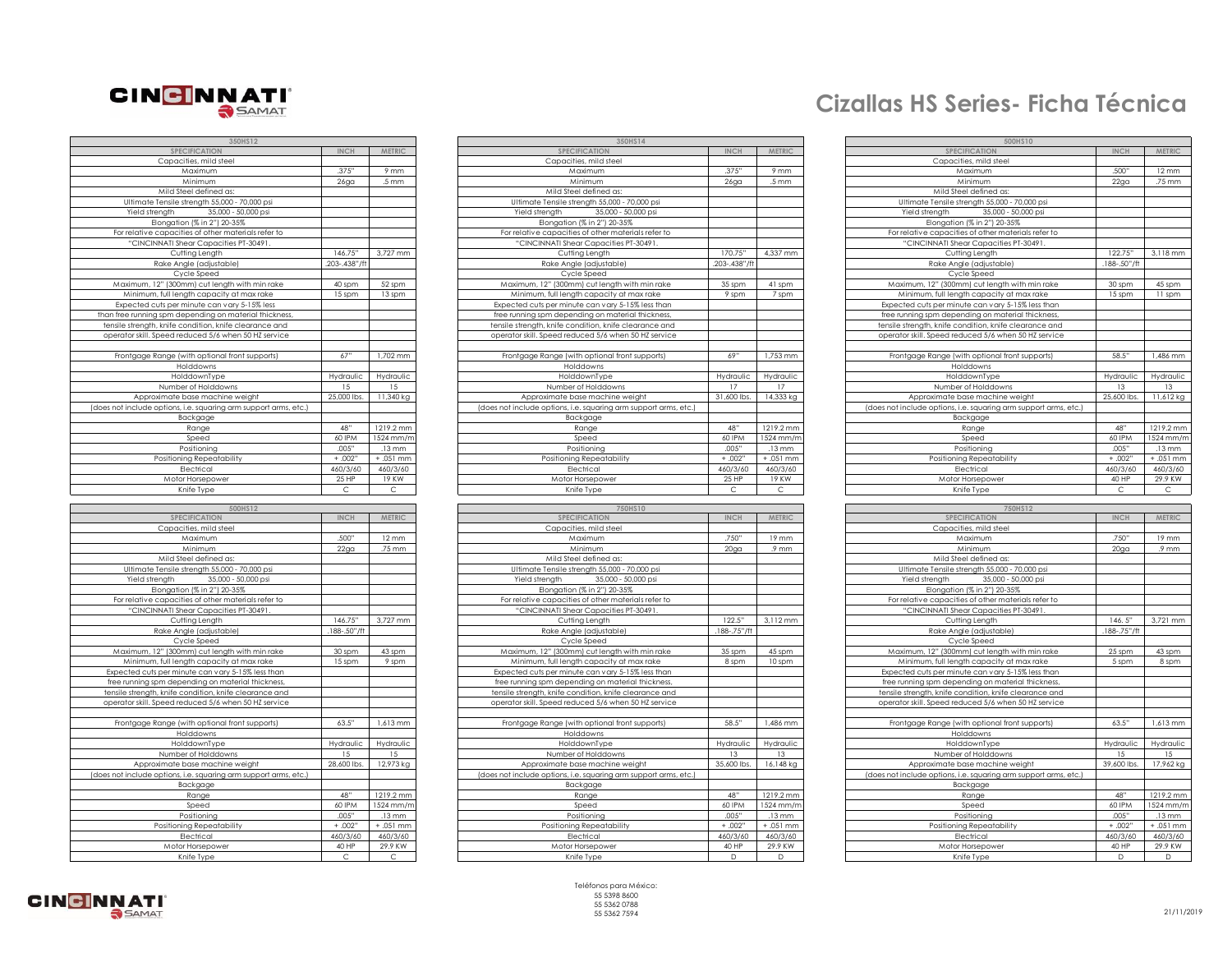# Cizallas HS Series- Ficha Técnica

| 350HS12 | | |
|---|---|---|
| SPECIFICATION | INCH | METRIC |
| Capacities, mild steel | | |
| Maximum | .375" | 9 mm |
| Minimum | 26ga | .5 mm |
| Mild Steel defined as: | | |
| Ultimate Tensile strength 55,000 - 70,000 psi | | |
| Yield strength 35,000 - 50,000 psi | | |
| Elongation (% in 2") 20-35% | | |
| For relative capacities of other materials refer to | | |
| "CINCINNATI Shear Capacities PT-30491. | | |
| Cutting Length | 146.75" | 3,727 mm |
| Rake Angle (adjustable) | .203-.438"/ft | |
| Cycle Speed | | |
| Maximum, 12" (300mm) cut length with min rake | 40 spm | 52 spm |
| Minimum, full length capacity at max rake | 15 spm | 13 spm |
| Expected cuts per minute can vary 5-15% less | | |
| than free running spm depending on material thickness, | | |
| tensile strength, knife condition, knife clearance and | | |
| operator skill. Speed reduced 5/6 when 50 HZ service | | |
| | | |
| Frontgage Range (with optional front supports) | 67" | 1,702 mm |
| Holddowns | | |
| HolddownType | Hydraulic | Hydraulic |
| Number of Holddowns | 15 | 15 |
| Approximate base machine weight | 25,000 lbs. | 11,340 kg |
| (does not include options, i.e. squaring arm support arms, etc.) | | |
| Backgage | | |
| Range | 48" | 1219.2 mm |
| Speed | 60 IPM | 1524 mm/m |
| Positioning | .005" | .13 mm |
| Positioning Repeatability | + .002" | + .051 mm |
| Electrical | 460/3/60 | 460/3/60 |
| Motor Horsepower | 25 HP | 19 KW |
| Knife Type | C | C |

| 350HS14 | | |
|---|---|---|
| SPECIFICATION | INCH | METRIC |
| Capacities, mild steel | | |
| Maximum | .375" | 9 mm |
| Minimum | 26ga | .5 mm |
| Mild Steel defined as: | | |
| Ultimate Tensile strength 55,000 - 70,000 psi | | |
| Yield strength 35,000 - 50,000 psi | | |
| Elongation (% in 2") 20-35% | | |
| For relative capacities of other materials refer to | | |
| "CINCINNATI Shear Capacities PT-30491. | | |
| Cutting Length | 170.75" | 4,337 mm |
| Rake Angle (adjustable) | .203-.438"/ft | |
| Cycle Speed | | |
| Maximum, 12" (300mm) cut length with min rake | 35 spm | 41 spm |
| Minimum, full length capacity at max rake | 9 spm | 7 spm |
| Expected cuts per minute can vary 5-15% less than | | |
| free running spm depending on material thickness, | | |
| tensile strength, knife condition, knife clearance and | | |
| operator skill. Speed reduced 5/6 when 50 HZ service | | |
| | | |
| Frontgage Range (with optional front supports) | 69" | 1,753 mm |
| Holddowns | | |
| HolddownType | Hydraulic | Hydraulic |
| Number of Holddowns | 17 | 17 |
| Approximate base machine weight | 31,600 lbs. | 14,333 kg |
| (does not include options, i.e. squaring arm support arms, etc.) | | |
| Backgage | | |
| Range | 48" | 1219.2 mm |
| Speed | 60 IPM | 1524 mm/m |
| Positioning | .005" | .13 mm |
| Positioning Repeatability | + .002" | + .051 mm |
| Electrical | 460/3/60 | 460/3/60 |
| Motor Horsepower | 25 HP | 19 KW |
| Knife Type | C | C |

| 500HS10 | | |
|---|---|---|
| SPECIFICATION | INCH | METRIC |
| Capacities, mild steel | | |
| Maximum | .500" | 12 mm |
| Minimum | 22ga | .75 mm |
| Mild Steel defined as: | | |
| Ultimate Tensile strength 55,000 - 70,000 psi | | |
| Yield strength 35,000 - 50,000 psi | | |
| Elongation (% in 2") 20-35% | | |
| For relative capacities of other materials refer to | | |
| "CINCINNATI Shear Capacities PT-30491. | | |
| Cutting Length | 122.75" | 3,118 mm |
| Rake Angle (adjustable) | .188-.50"/ft | |
| Cycle Speed | | |
| Maximum, 12" (300mm) cut length with min rake | 30 spm | 45 spm |
| Minimum, full length capacity at max rake | 15 spm | 11 spm |
| Expected cuts per minute can vary 5-15% less than | | |
| free running spm depending on material thickness, | | |
| tensile strength, knife condition, knife clearance and | | |
| operator skill. Speed reduced 5/6 when 50 HZ service | | |
| | | |
| Frontgage Range (with optional front supports) | 58.5" | 1,486 mm |
| Holddowns | | |
| HolddownType | Hydraulic | Hydraulic |
| Number of Holddowns | 13 | 13 |
| Approximate base machine weight | 25,600 lbs. | 11,612 kg |
| (does not include options, i.e. squaring arm support arms, etc.) | | |
| Backgage | | |
| Range | 48" | 1219.2 mm |
| Speed | 60 IPM | 1524 mm/m |
| Positioning | .005" | .13 mm |
| Positioning Repeatability | + .002" | + .051 mm |
| Electrical | 460/3/60 | 460/3/60 |
| Motor Horsepower | 40 HP | 29.9 KW |
| Knife Type | C | C |

| 500HS12 | | |
|---|---|---|
| SPECIFICATION | INCH | METRIC |
| Capacities, mild steel | | |
| Maximum | .500" | 12 mm |
| Minimum | 22ga | .75 mm |
| Mild Steel defined as: | | |
| Ultimate Tensile strength 55,000 - 70,000 psi | | |
| Yield strength 35,000 - 50,000 psi | | |
| Elongation (% in 2") 20-35% | | |
| For relative capacities of other materials refer to | | |
| "CINCINNATI Shear Capacities PT-30491. | | |
| Cutting Length | 146.75" | 3,727 mm |
| Rake Angle (adjustable) | .188-.50"/ft | |
| Cycle Speed | | |
| Maximum, 12" (300mm) cut length with min rake | 30 spm | 43 spm |
| Minimum, full length capacity at max rake | 15 spm | 9 spm |
| Expected cuts per minute can vary 5-15% less than | | |
| free running spm depending on material thickness, | | |
| tensile strength, knife condition, knife clearance and | | |
| operator skill. Speed reduced 5/6 when 50 HZ service | | |
| | | |
| Frontgage Range (with optional front supports) | 63.5" | 1,613 mm |
| Holddowns | | |
| HolddownType | Hydraulic | Hydraulic |
| Number of Holddowns | 15 | 15 |
| Approximate base machine weight | 28,600 lbs. | 12,973 kg |
| (does not include options, i.e. squaring arm support arms, etc.) | | |
| Backgage | | |
| Range | 48" | 1219.2 mm |
| Speed | 60 IPM | 1524 mm/m |
| Positioning | .005" | .13 mm |
| Positioning Repeatability | + .002" | + .051 mm |
| Electrical | 460/3/60 | 460/3/60 |
| Motor Horsepower | 40 HP | 29.9 KW |
| Knife Type | C | C |

| 750HS10 | | |
|---|---|---|
| SPECIFICATION | INCH | METRIC |
| Capacities, mild steel | | |
| Maximum | .750" | 19 mm |
| Minimum | 20ga | .9 mm |
| Mild Steel defined as: | | |
| Ultimate Tensile strength 55,000 - 70,000 psi | | |
| Yield strength 35,000 - 50,000 psi | | |
| Elongation (% in 2") 20-35% | | |
| For relative capacities of other materials refer to | | |
| "CINCINNATI Shear Capacities PT-30491. | | |
| Cutting Length | 122.5" | 3,112 mm |
| Rake Angle (adjustable) | .188-.75"/ft | |
| Cycle Speed | | |
| Maximum, 12" (300mm) cut length with min rake | 35 spm | 45 spm |
| Minimum, full length capacity at max rake | 8 spm | 10 spm |
| Expected cuts per minute can vary 5-15% less than | | |
| free running spm depending on material thickness, | | |
| tensile strength, knife condition, knife clearance and | | |
| operator skill. Speed reduced 5/6 when 50 HZ service | | |
| | | |
| Frontgage Range (with optional front supports) | 58.5" | 1,486 mm |
| Holddowns | | |
| HolddownType | Hydraulic | Hydraulic |
| Number of Holddowns | 13 | 13 |
| Approximate base machine weight | 35,600 lbs. | 16,148 kg |
| (does not include options, i.e. squaring arm support arms, etc.) | | |
| Backgage | | |
| Range | 48" | 1219.2 mm |
| Speed | 60 IPM | 1524 mm/m |
| Positioning | .005" | .13 mm |
| Positioning Repeatability | + .002" | + .051 mm |
| Electrical | 460/3/60 | 460/3/60 |
| Motor Horsepower | 40 HP | 29.9 KW |
| Knife Type | D | D |

| 750HS12 | | |
|---|---|---|
| SPECIFICATION | INCH | METRIC |
| Capacities, mild steel | | |
| Maximum | .750" | 19 mm |
| Minimum | 20ga | .9 mm |
| Mild Steel defined as: | | |
| Ultimate Tensile strength 55,000 - 70,000 psi | | |
| Yield strength 35,000 - 50,000 psi | | |
| Elongation (% in 2") 20-35% | | |
| For relative capacities of other materials refer to | | |
| "CINCINNATI Shear Capacities PT-30491. | | |
| Cutting Length | 146. 5" | 3,721 mm |
| Rake Angle (adjustable) | .188-.75"/ft | |
| Cycle Speed | | |
| Maximum, 12" (300mm) cut length with min rake | 25 spm | 43 spm |
| Minimum, full length capacity at max rake | 5 spm | 8 spm |
| Expected cuts per minute can vary 5-15% less than | | |
| free running spm depending on material thickness, | | |
| tensile strength, knife condition, knife clearance and | | |
| operator skill. Speed reduced 5/6 when 50 HZ service | | |
| | | |
| Frontgage Range (with optional front supports) | 63.5" | 1,613 mm |
| Holddowns | | |
| HolddownType | Hydraulic | Hydraulic |
| Number of Holddowns | 15 | 15 |
| Approximate base machine weight | 39,600 lbs. | 17,962 kg |
| (does not include options, i.e. squaring arm support arms, etc.) | | |
| Backgage | | |
| Range | 48" | 1219.2 mm |
| Speed | 60 IPM | 1524 mm/m |
| Positioning | .005" | .13 mm |
| Positioning Repeatability | + .002" | + .051 mm |
| Electrical | 460/3/60 | 460/3/60 |
| Motor Horsepower | 40 HP | 29.9 KW |
| Knife Type | D | D |

Teléfonos para México:
55 5398 8600
55 5362 0788
55 5362 7594

21/11/2019